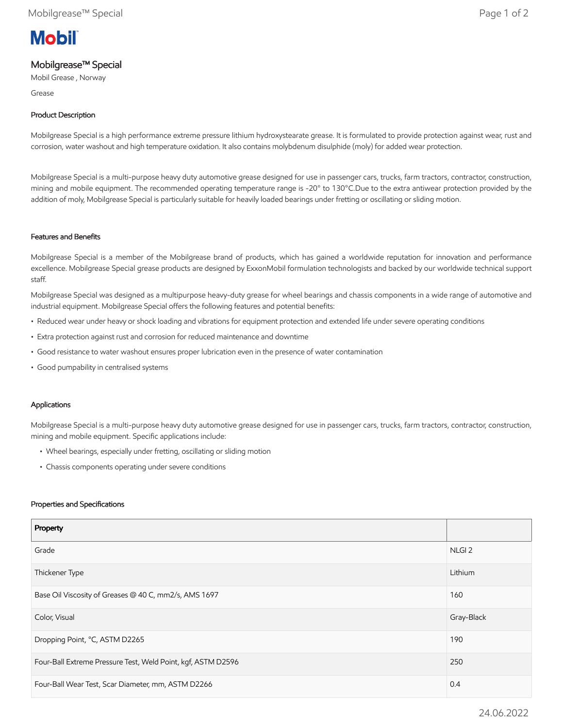# Mobilgrease™ Special

Mobil Grease , Norway

Grease

## Product Description

Mobilgrease Special is a high performance extreme pressure lithium hydroxystearate grease. It is formulated to provide protection against wear, rust and corrosion, water washout and high temperature oxidation. It also contains molybdenum disulphide (moly) for added wear protection.

Mobilgrease Special is a multi-purpose heavy duty automotive grease designed for use in passenger cars, trucks, farm tractors, contractor, construction, mining and mobile equipment. The recommended operating temperature range is -20° to 130°C.Due to the extra antiwear protection provided by the addition of moly, Mobilgrease Special is particularly suitable for heavily loaded bearings under fretting or oscillating or sliding motion.

## Features and Benefits

Mobilgrease Special is a member of the Mobilgrease brand of products, which has gained a worldwide reputation for innovation and performance excellence. Mobilgrease Special grease products are designed by ExxonMobil formulation technologists and backed by our worldwide technical support staff.

Mobilgrease Special was designed as a multipurpose heavy-duty grease for wheel bearings and chassis components in a wide range of automotive and industrial equipment. Mobilgrease Special offers the following features and potential benefits:

- Reduced wear under heavy or shock loading and vibrations for equipment protection and extended life under severe operating conditions
- Extra protection against rust and corrosion for reduced maintenance and downtime
- Good resistance to water washout ensures proper lubrication even in the presence of water contamination
- Good pumpability in centralised systems

## Applications

Mobilgrease Special is a multi-purpose heavy duty automotive grease designed for use in passenger cars, trucks, farm tractors, contractor, construction, mining and mobile equipment. Specific applications include:

- Wheel bearings, especially under fretting, oscillating or sliding motion
- Chassis components operating under severe conditions

## Properties and Specifications

| Property | |
|---|---|
| Grade | NLGI 2 |
| Thickener Type | Lithium |
| Base Oil Viscosity of Greases @ 40 C, mm2/s, AMS 1697 | 160 |
| Color, Visual | Gray-Black |
| Dropping Point, °C, ASTM D2265 | 190 |
| Four-Ball Extreme Pressure Test, Weld Point, kgf, ASTM D2596 | 250 |
| Four-Ball Wear Test, Scar Diameter, mm, ASTM D2266 | 0.4 |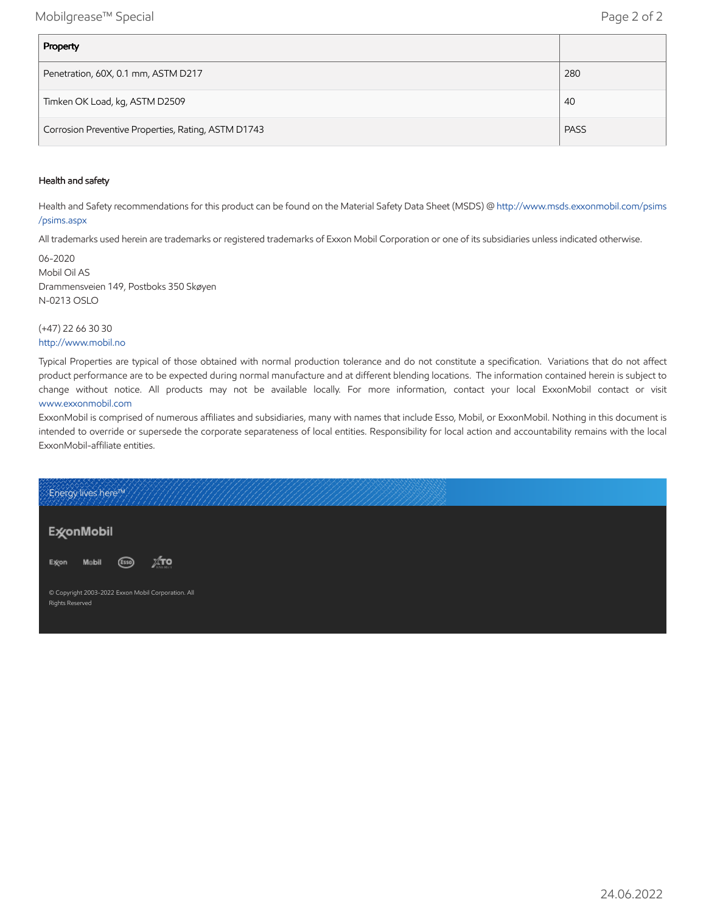| Property | |
|---|---|
| Penetration, 60X, 0.1 mm, ASTM D217 | 280 |
| Timken OK Load, kg, ASTM D2509 | 40 |
| Corrosion Preventive Properties, Rating, ASTM D1743 | PASS |

### Health and safety

Health and Safety recommendations for this product can be found on the Material Safety Data Sheet (MSDS) @ http://www.msds.exxonmobil.com/psims/psims.aspx

All trademarks used herein are trademarks or registered trademarks of Exxon Mobil Corporation or one of its subsidiaries unless indicated otherwise.

06-2020
Mobil Oil AS
Drammensveien 149, Postboks 350 Skøyen
N-0213 OSLO

(+47) 22 66 30 30
http://www.mobil.no

Typical Properties are typical of those obtained with normal production tolerance and do not constitute a specification. Variations that do not affect product performance are to be expected during normal manufacture and at different blending locations. The information contained herein is subject to change without notice. All products may not be available locally. For more information, contact your local ExxonMobil contact or visit www.exxonmobil.com

ExxonMobil is comprised of numerous affiliates and subsidiaries, many with names that include Esso, Mobil, or ExxonMobil. Nothing in this document is intended to override or supersede the corporate separateness of local entities. Responsibility for local action and accountability remains with the local ExxonMobil-affiliate entities.

Energy lives here™

ExxonMobil

Exxon Mobil Esso XTO

© Copyright 2003-2022 Exxon Mobil Corporation. All Rights Reserved